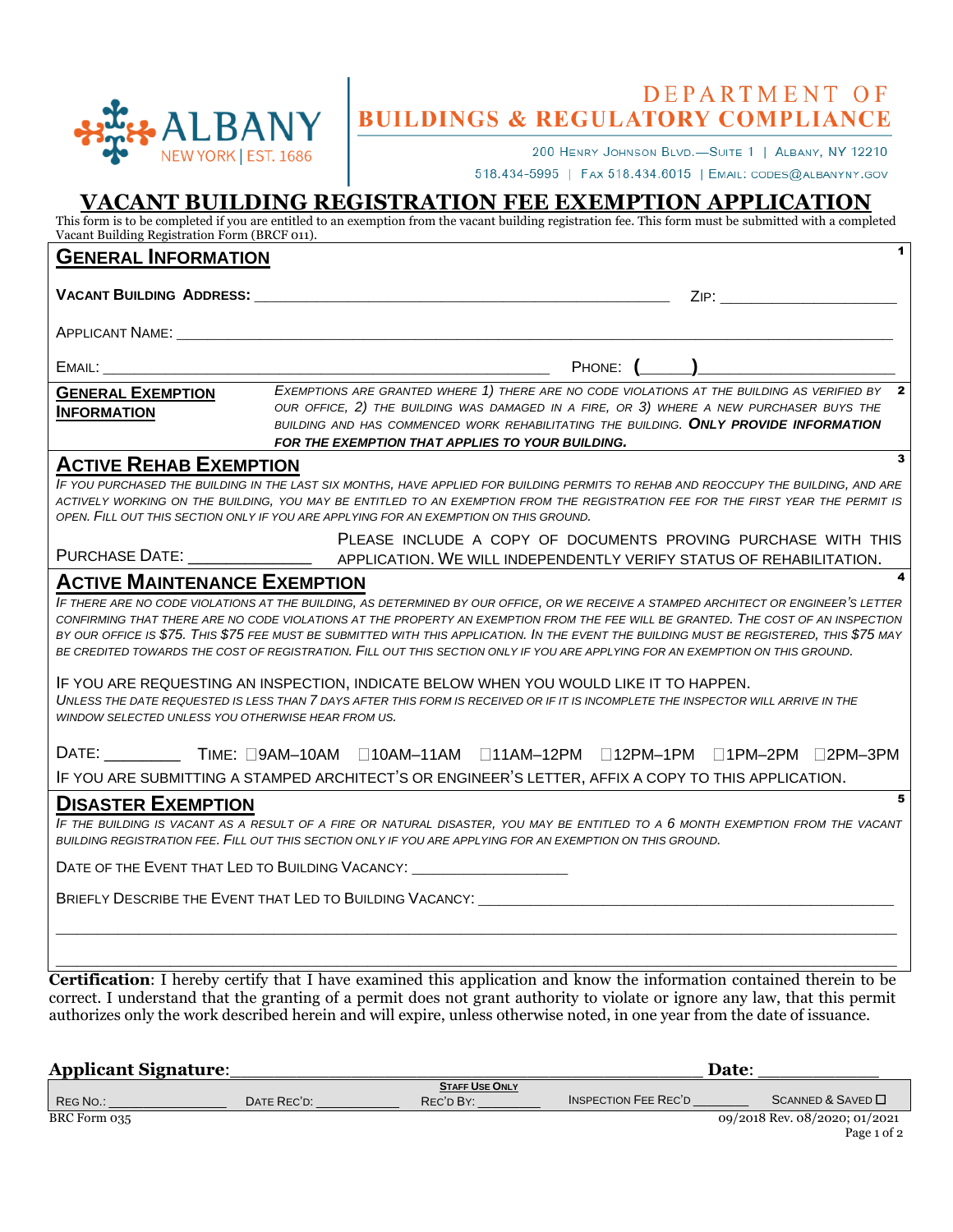ALBANY
NEW YORK | EST. 1686

DEPARTMENT OF
**BUILDINGS & REGULATORY COMPLIANCE**

200 Henry Johnson Blvd.—Suite 1 | Albany, NY 12210
518.434-5995 | Fax 518.434.6015 | Email: codes@albanyny.gov

# VACANT BUILDING REGISTRATION FEE EXEMPTION APPLICATION

This form is to be completed if you are entitled to an exemption from the vacant building registration fee. This form must be submitted with a completed Vacant Building Registration Form (BRCF 011).

## General Information

1

**Vacant Building Address:** ______________________________________________ Zip: __________________

Applicant Name: ______________________________________________________________________________

Email: __________________________________________________ Phone: (_____)____________________

**General Exemption Information**

2

*Exemptions are granted where 1) there are no code violations at the building as verified by our office, 2) the building was damaged in a fire, or 3) where a new purchaser buys the building and has commenced work rehabilitating the building.* ***Only provide information for the exemption that applies to your building.***

## Active Rehab Exemption

3

*If you purchased the building in the last six months, have applied for building permits to rehab and reoccupy the building, and are actively working on the building, you may be entitled to an exemption from the registration fee for the first year the permit is open. Fill out this section only if you are applying for an exemption on this ground.*

Purchase Date: _____________

Please include a copy of documents proving purchase with this application. We will independently verify status of rehabilitation.

## Active Maintenance Exemption

4

*If there are no code violations at the building, as determined by our office, or we receive a stamped architect or engineer's letter confirming that there are no code violations at the property an exemption from the fee will be granted. The cost of an inspection by our office is $75. This $75 fee must be submitted with this application. In the event the building must be registered, this $75 may be credited towards the cost of registration. Fill out this section only if you are applying for an exemption on this ground.*

If you are requesting an inspection, indicate below when you would like it to happen.

*Unless the date requested is less than 7 days after this form is received or if it is incomplete the inspector will arrive in the window selected unless you otherwise hear from us.*

Date: ________ Time: ☐9AM–10AM ☐10AM–11AM ☐11AM–12PM ☐12PM–1PM ☐1PM–2PM ☐2PM–3PM

If you are submitting a stamped architect's or engineer's letter, affix a copy to this application.

## Disaster Exemption

5

*If the building is vacant as a result of a fire or natural disaster, you may be entitled to a 6 month exemption from the vacant building registration fee. Fill out this section only if you are applying for an exemption on this ground.*

Date of the Event that Led to Building Vacancy: _________________

Briefly Describe the Event that Led to Building Vacancy: _____________________________________________

______________________________________________________________________________________________

______________________________________________________________________________________________

**Certification**: I hereby certify that I have examined this application and know the information contained therein to be correct. I understand that the granting of a permit does not grant authority to violate or ignore any law, that this permit authorizes only the work described herein and will expire, unless otherwise noted, in one year from the date of issuance.

**Applicant Signature**:_________________________________________ **Date**: ____________

**Staff Use Only**

Reg No.: ______________ Date Rec'd: ____________ Rec'd By: _________ Inspection Fee Rec'd _______ Scanned & Saved ☐

BRC Form 035 09/2018 Rev. 08/2020; 01/2021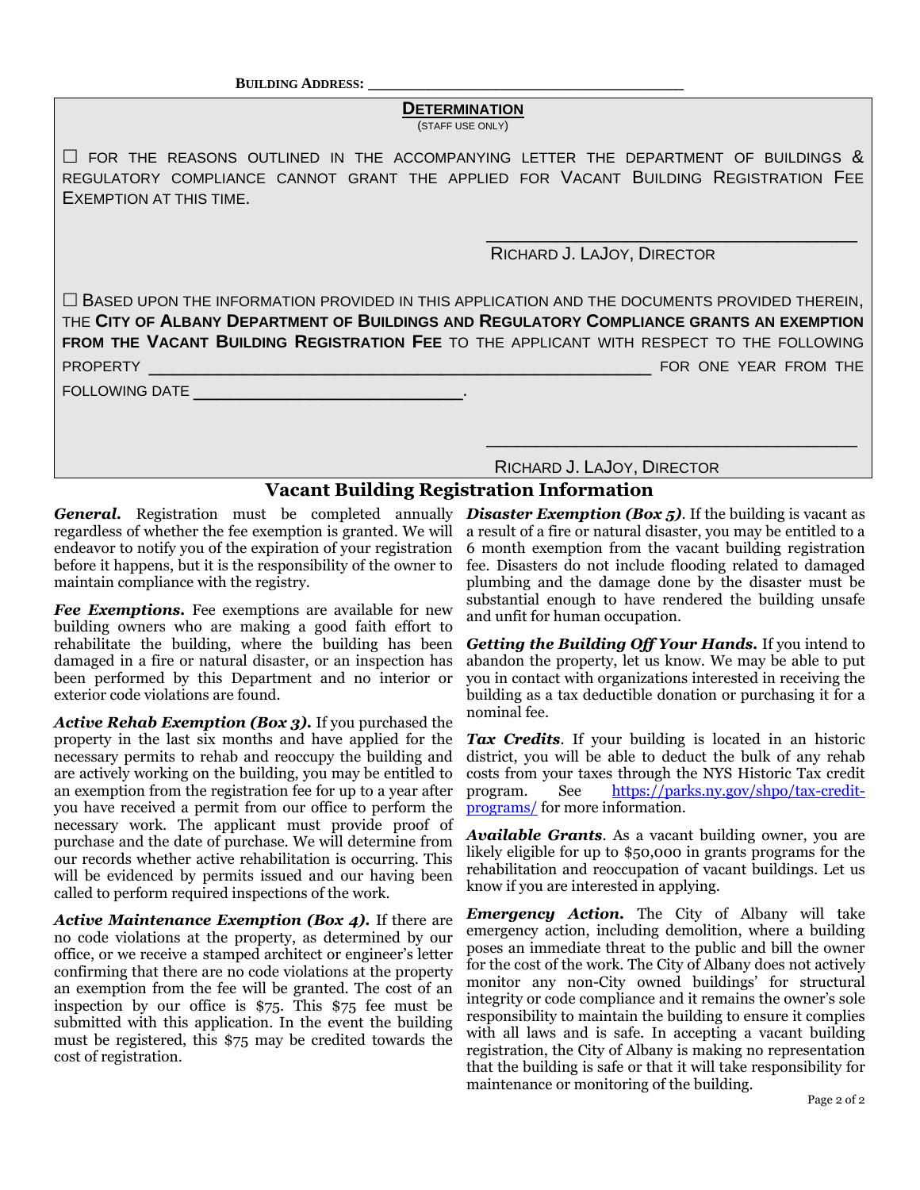**BUILDING ADDRESS:** ____________________________________

## DETERMINATION

(STAFF USE ONLY)

☐ FOR THE REASONS OUTLINED IN THE ACCOMPANYING LETTER THE DEPARTMENT OF BUILDINGS & REGULATORY COMPLIANCE CANNOT GRANT THE APPLIED FOR VACANT BUILDING REGISTRATION FEE EXEMPTION AT THIS TIME.

____________________________________

RICHARD J. LAJOY, DIRECTOR

☐ BASED UPON THE INFORMATION PROVIDED IN THIS APPLICATION AND THE DOCUMENTS PROVIDED THEREIN, THE **CITY OF ALBANY DEPARTMENT OF BUILDINGS AND REGULATORY COMPLIANCE GRANTS AN EXEMPTION FROM THE VACANT BUILDING REGISTRATION FEE** TO THE APPLICANT WITH RESPECT TO THE FOLLOWING PROPERTY ____________________________________ FOR ONE YEAR FROM THE FOLLOWING DATE ______________________.

____________________________________

RICHARD J. LAJOY, DIRECTOR

## Vacant Building Registration Information

***General.*** Registration must be completed annually regardless of whether the fee exemption is granted. We will endeavor to notify you of the expiration of your registration before it happens, but it is the responsibility of the owner to maintain compliance with the registry.

***Fee Exemptions.*** Fee exemptions are available for new building owners who are making a good faith effort to rehabilitate the building, where the building has been damaged in a fire or natural disaster, or an inspection has been performed by this Department and no interior or exterior code violations are found.

***Active Rehab Exemption (Box 3).*** If you purchased the property in the last six months and have applied for the necessary permits to rehab and reoccupy the building and are actively working on the building, you may be entitled to an exemption from the registration fee for up to a year after you have received a permit from our office to perform the necessary work. The applicant must provide proof of purchase and the date of purchase. We will determine from our records whether active rehabilitation is occurring. This will be evidenced by permits issued and our having been called to perform required inspections of the work.

***Active Maintenance Exemption (Box 4).*** If there are no code violations at the property, as determined by our office, or we receive a stamped architect or engineer's letter confirming that there are no code violations at the property an exemption from the fee will be granted. The cost of an inspection by our office is $75. This $75 fee must be submitted with this application. In the event the building must be registered, this $75 may be credited towards the cost of registration.

***Disaster Exemption (Box 5)***. If the building is vacant as a result of a fire or natural disaster, you may be entitled to a 6 month exemption from the vacant building registration fee. Disasters do not include flooding related to damaged plumbing and the damage done by the disaster must be substantial enough to have rendered the building unsafe and unfit for human occupation.

***Getting the Building Off Your Hands.*** If you intend to abandon the property, let us know. We may be able to put you in contact with organizations interested in receiving the building as a tax deductible donation or purchasing it for a nominal fee.

***Tax Credits***. If your building is located in an historic district, you will be able to deduct the bulk of any rehab costs from your taxes through the NYS Historic Tax credit program. See https://parks.ny.gov/shpo/tax-credit-programs/ for more information.

***Available Grants***. As a vacant building owner, you are likely eligible for up to $50,000 in grants programs for the rehabilitation and reoccupation of vacant buildings. Let us know if you are interested in applying.

***Emergency Action.*** The City of Albany will take emergency action, including demolition, where a building poses an immediate threat to the public and bill the owner for the cost of the work. The City of Albany does not actively monitor any non-City owned buildings' for structural integrity or code compliance and it remains the owner's sole responsibility to maintain the building to ensure it complies with all laws and is safe. In accepting a vacant building registration, the City of Albany is making no representation that the building is safe or that it will take responsibility for maintenance or monitoring of the building.